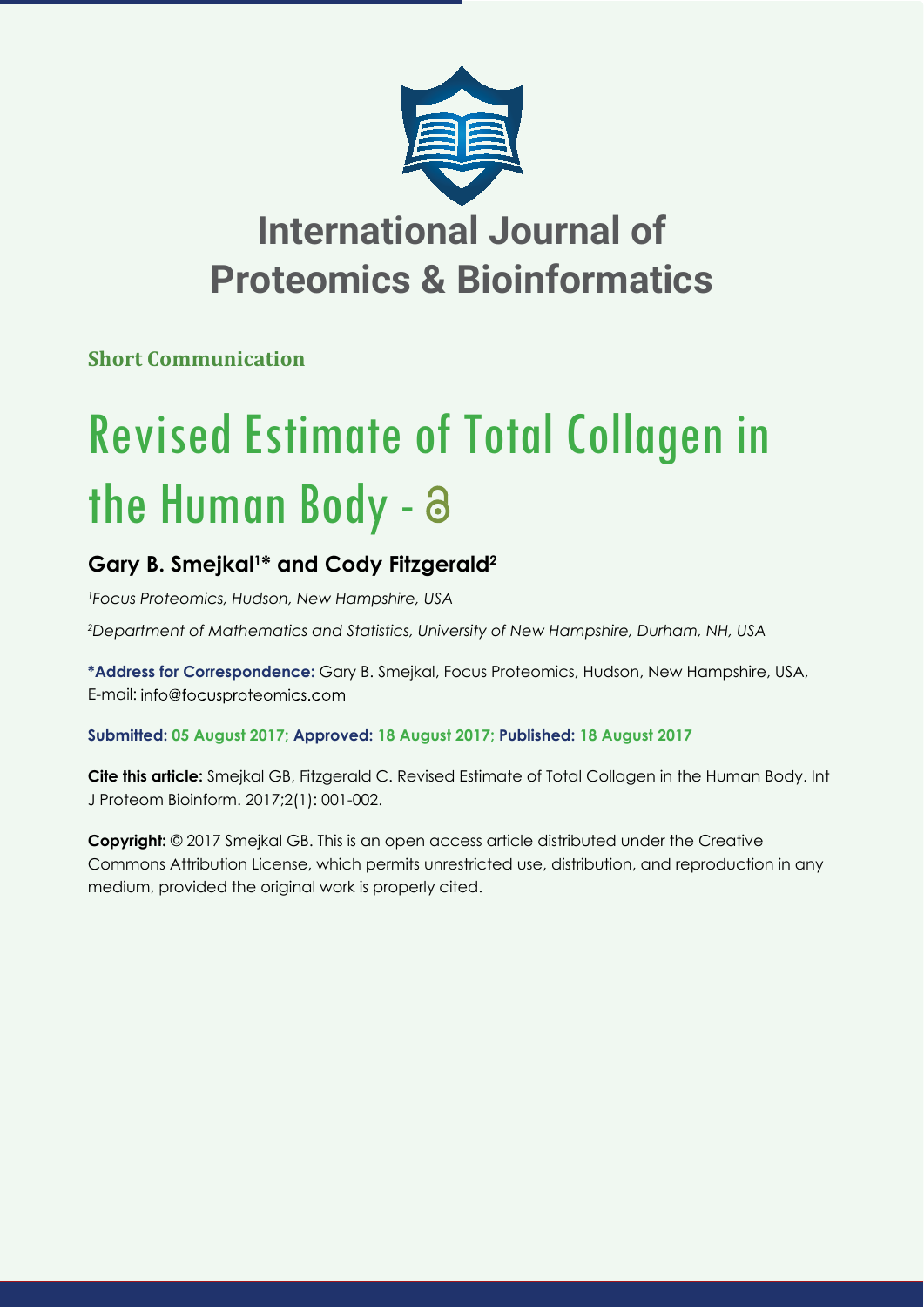# International Journal of Proteomics & Bioinformatics

**Short Communication**

# Revised Estimate of Total Collagen in the Human Body -

## Gary B. Smejkal[1]* and Cody Fitzgerald[2]

*[1]Focus Proteomics, Hudson, New Hampshire, USA*

*[2]Department of Mathematics and Statistics, University of New Hampshire, Durham, NH, USA*

**\*Address for Correspondence:** Gary B. Smejkal, Focus Proteomics, Hudson, New Hampshire, USA, E-mail: info@focusproteomics.com

**Submitted: 05 August 2017; Approved: 18 August 2017; Published: 18 August 2017**

**Cite this article:** Smejkal GB, Fitzgerald C. Revised Estimate of Total Collagen in the Human Body. Int J Proteom Bioinform. 2017;2(1): 001-002.

**Copyright:** © 2017 Smejkal GB. This is an open access article distributed under the Creative Commons Attribution License, which permits unrestricted use, distribution, and reproduction in any medium, provided the original work is properly cited.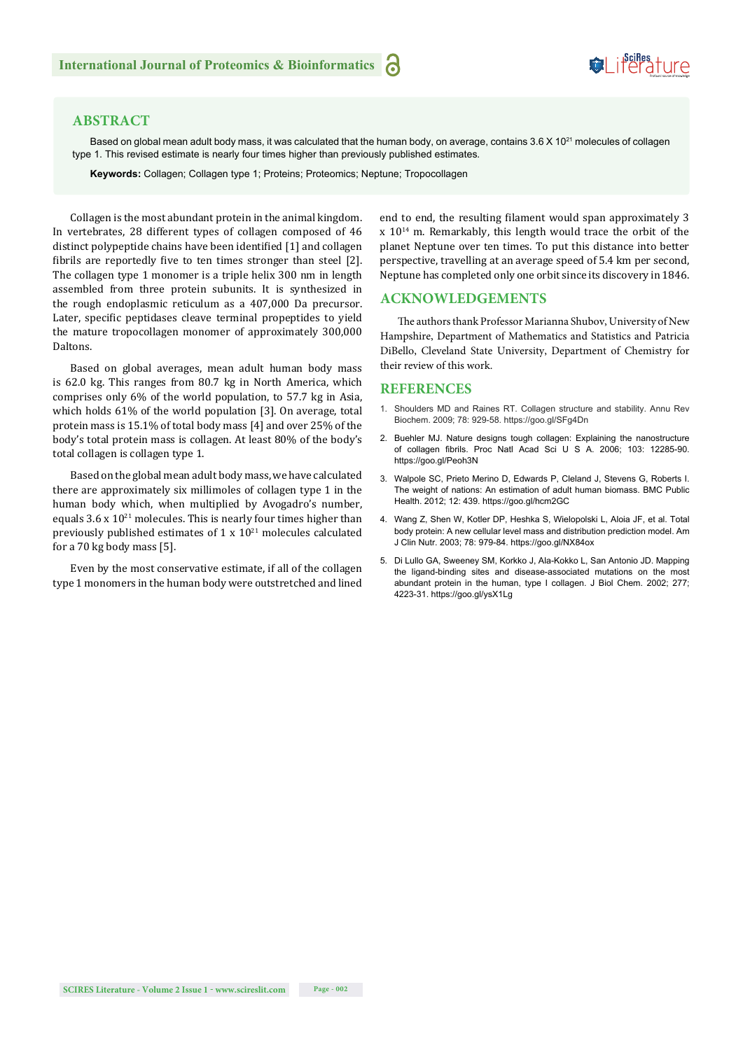## ABSTRACT

Based on global mean adult body mass, it was calculated that the human body, on average, contains 3.6 X $10^{21}$ molecules of collagen type 1. This revised estimate is nearly four times higher than previously published estimates.

**Keywords:** Collagen; Collagen type 1; Proteins; Proteomics; Neptune; Tropocollagen

Collagen is the most abundant protein in the animal kingdom. In vertebrates, 28 different types of collagen composed of 46 distinct polypeptide chains have been identified [1] and collagen fibrils are reportedly five to ten times stronger than steel [2]. The collagen type 1 monomer is a triple helix 300 nm in length assembled from three protein subunits. It is synthesized in the rough endoplasmic reticulum as a 407,000 Da precursor. Later, specific peptidases cleave terminal propeptides to yield the mature tropocollagen monomer of approximately 300,000 Daltons.

Based on global averages, mean adult human body mass is 62.0 kg. This ranges from 80.7 kg in North America, which comprises only 6% of the world population, to 57.7 kg in Asia, which holds 61% of the world population [3]. On average, total protein mass is 15.1% of total body mass [4] and over 25% of the body's total protein mass is collagen. At least 80% of the body's total collagen is collagen type 1.

Based on the global mean adult body mass, we have calculated there are approximately six millimoles of collagen type 1 in the human body which, when multiplied by Avogadro's number, equals 3.6 x $10^{21}$ molecules. This is nearly four times higher than previously published estimates of 1 x $10^{21}$ molecules calculated for a 70 kg body mass [5].

Even by the most conservative estimate, if all of the collagen type 1 monomers in the human body were outstretched and lined end to end, the resulting filament would span approximately 3 x $10^{14}$ m. Remarkably, this length would trace the orbit of the planet Neptune over ten times. To put this distance into better perspective, travelling at an average speed of 5.4 km per second, Neptune has completed only one orbit since its discovery in 1846.

## ACKNOWLEDGEMENTS

The authors thank Professor Marianna Shubov, University of New Hampshire, Department of Mathematics and Statistics and Patricia DiBello, Cleveland State University, Department of Chemistry for their review of this work.

## REFERENCES

1. Shoulders MD and Raines RT. Collagen structure and stability. Annu Rev Biochem. 2009; 78: 929-58. https://goo.gl/SFg4Dn
2. Buehler MJ. Nature designs tough collagen: Explaining the nanostructure of collagen fibrils. Proc Natl Acad Sci U S A. 2006; 103: 12285-90. https://goo.gl/Peoh3N
3. Walpole SC, Prieto Merino D, Edwards P, Cleland J, Stevens G, Roberts I. The weight of nations: An estimation of adult human biomass. BMC Public Health. 2012; 12: 439. https://goo.gl/hcm2GC
4. Wang Z, Shen W, Kotler DP, Heshka S, Wielopolski L, Aloia JF, et al. Total body protein: A new cellular level mass and distribution prediction model. Am J Clin Nutr. 2003; 78: 979-84. https://goo.gl/NX84ox
5. Di Lullo GA, Sweeney SM, Korkko J, Ala-Kokko L, San Antonio JD. Mapping the ligand-binding sites and disease-associated mutations on the most abundant protein in the human, type I collagen. J Biol Chem. 2002; 277; 4223-31. https://goo.gl/ysX1Lg